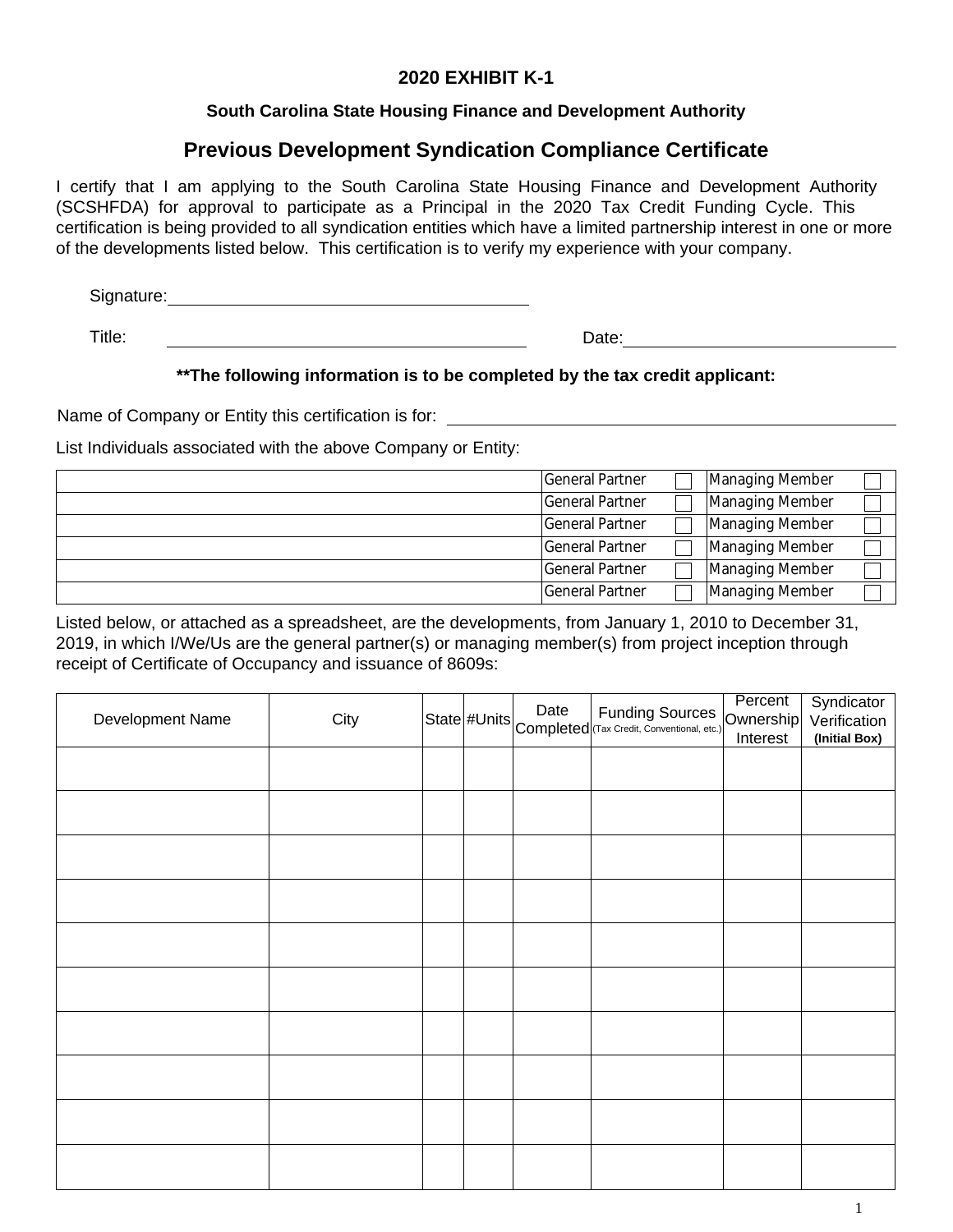# 2020 EXHIBIT K-1

### South Carolina State Housing Finance and Development Authority

## Previous Development Syndication Compliance Certificate

I certify that I am applying to the South Carolina State Housing Finance and Development Authority (SCSHFDA) for approval to participate as a Principal in the 2020 Tax Credit Funding Cycle. This certification is being provided to all syndication entities which have a limited partnership interest in one or more of the developments listed below. This certification is to verify my experience with your company.

Signature: ______________________________

Title: ______________________________ Date: ______________________________

**\*\*The following information is to be completed by the tax credit applicant:**

Name of Company or Entity this certification is for: ______________________________

List Individuals associated with the above Company or Entity:

| Name | General Partner | Managing Member |
|---|---|---|
| | General Partner ☐ | Managing Member ☐ |
| | General Partner ☐ | Managing Member ☐ |
| | General Partner ☐ | Managing Member ☐ |
| | General Partner ☐ | Managing Member ☐ |
| | General Partner ☐ | Managing Member ☐ |
| | General Partner ☐ | Managing Member ☐ |

Listed below, or attached as a spreadsheet, are the developments, from January 1, 2010 to December 31, 2019, in which I/We/Us are the general partner(s) or managing member(s) from project inception through receipt of Certificate of Occupancy and issuance of 8609s:

| Development Name | City | State | #Units | Date Completed | Funding Sources (Tax Credit, Conventional, etc.) | Percent Ownership Interest | Syndicator Verification **(Initial Box)** |
|---|---|---|---|---|---|---|---|
| | | | | | | | |
| | | | | | | | |
| | | | | | | | |
| | | | | | | | |
| | | | | | | | |
| | | | | | | | |
| | | | | | | | |
| | | | | | | | |
| | | | | | | | |
| | | | | | | | |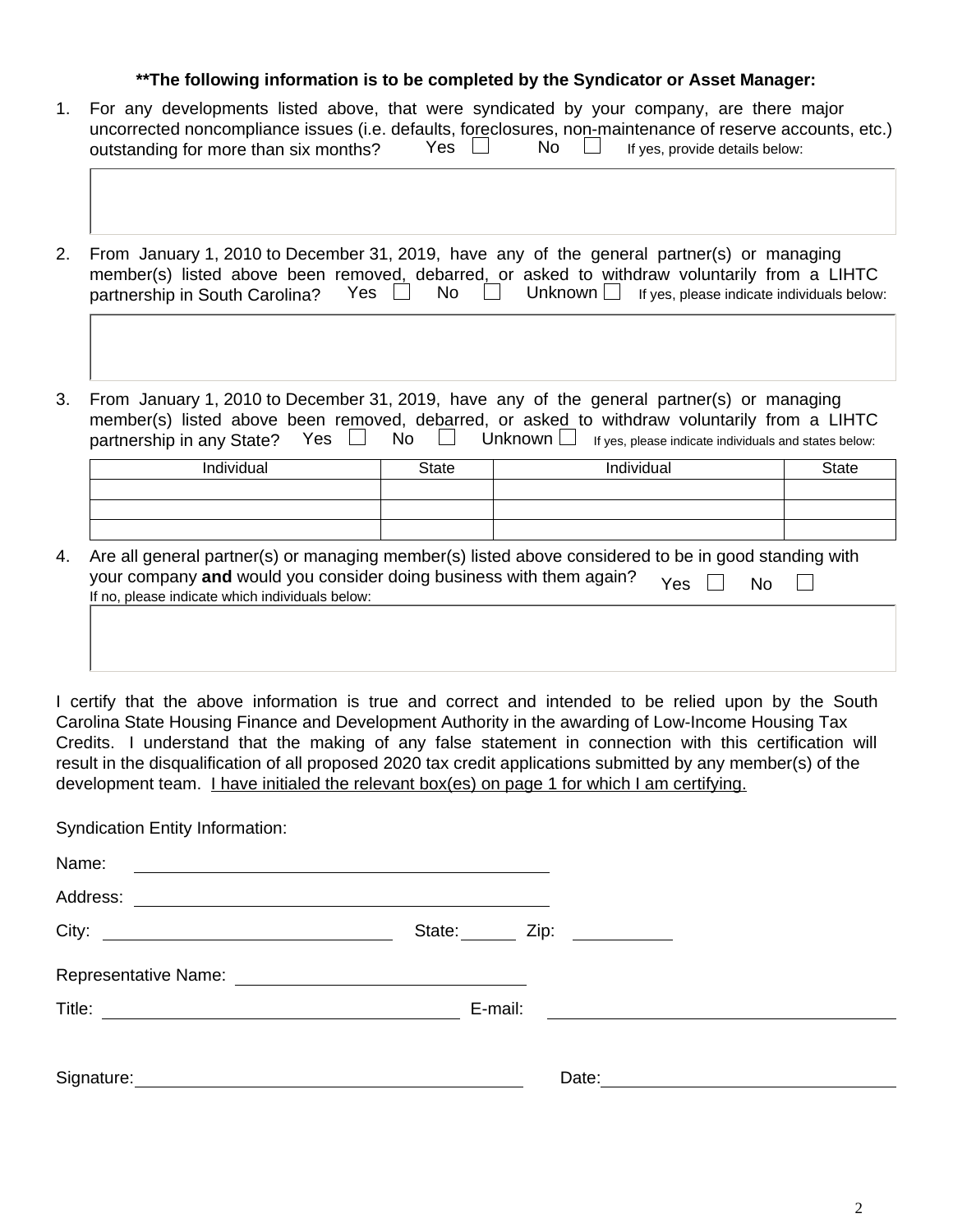**\*\*The following information is to be completed by the Syndicator or Asset Manager:**

1. For any developments listed above, that were syndicated by your company, are there major uncorrected noncompliance issues (i.e. defaults, foreclosures, non-maintenance of reserve accounts, etc.) outstanding for more than six months? Yes ☐ No ☐ If yes, provide details below:

2. From January 1, 2010 to December 31, 2019, have any of the general partner(s) or managing member(s) listed above been removed, debarred, or asked to withdraw voluntarily from a LIHTC partnership in South Carolina? Yes ☐ No ☐ Unknown ☐ If yes, please indicate individuals below:

3. From January 1, 2010 to December 31, 2019, have any of the general partner(s) or managing member(s) listed above been removed, debarred, or asked to withdraw voluntarily from a LIHTC partnership in any State? Yes ☐ No ☐ Unknown ☐ If yes, please indicate individuals and states below:

| Individual | State | Individual | State |
|---|---|---|---|
| | | | |
| | | | |
| | | | |

4. Are all general partner(s) or managing member(s) listed above considered to be in good standing with your company **and** would you consider doing business with them again? Yes ☐ No ☐
If no, please indicate which individuals below:

I certify that the above information is true and correct and intended to be relied upon by the South Carolina State Housing Finance and Development Authority in the awarding of Low-Income Housing Tax Credits. I understand that the making of any false statement in connection with this certification will result in the disqualification of all proposed 2020 tax credit applications submitted by any member(s) of the development team. <u>I have initialed the relevant box(es) on page 1 for which I am certifying.</u>

Syndication Entity Information:

Name: ______________________________

Address: ______________________________

City: ______________________ State: ______ Zip: __________

Representative Name: ______________________

Title: ______________________ E-mail: ______________________

Signature: ______________________ Date: ______________________